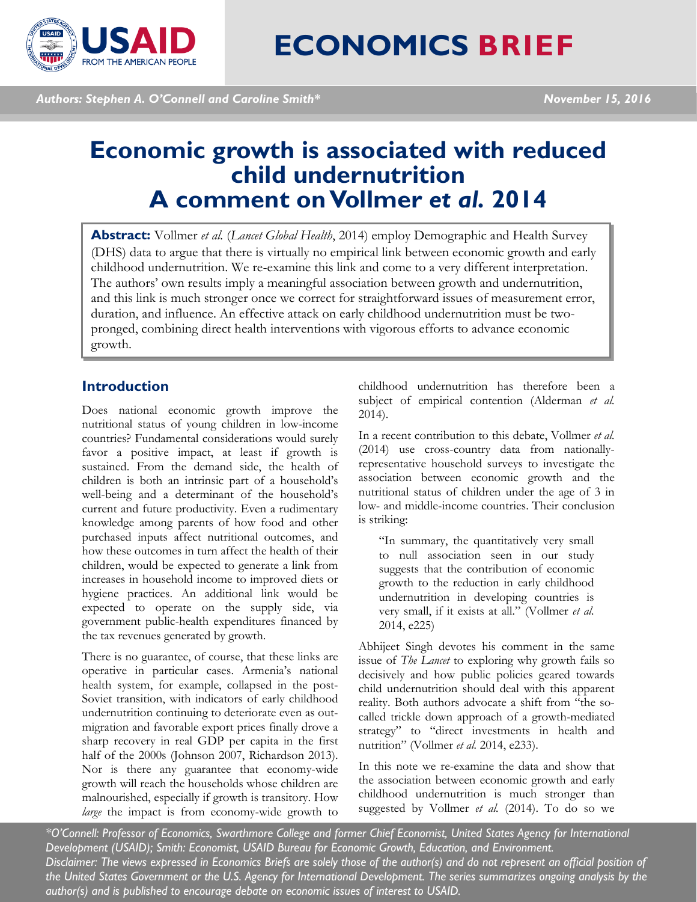# ECONOMICS BRIEF

*Authors: Stephen A. O'Connell and Caroline Smith**

*November 15, 2016*

# Economic growth is associated with reduced child undernutrition A comment on Vollmer *et al.* 2014

**Abstract:** Vollmer *et al.* (*Lancet Global Health*, 2014) employ Demographic and Health Survey (DHS) data to argue that there is virtually no empirical link between economic growth and early childhood undernutrition. We re-examine this link and come to a very different interpretation. The authors' own results imply a meaningful association between growth and undernutrition, and this link is much stronger once we correct for straightforward issues of measurement error, duration, and influence. An effective attack on early childhood undernutrition must be two-pronged, combining direct health interventions with vigorous efforts to advance economic growth.

## Introduction

Does national economic growth improve the nutritional status of young children in low-income countries? Fundamental considerations would surely favor a positive impact, at least if growth is sustained. From the demand side, the health of children is both an intrinsic part of a household's well-being and a determinant of the household's current and future productivity. Even a rudimentary knowledge among parents of how food and other purchased inputs affect nutritional outcomes, and how these outcomes in turn affect the health of their children, would be expected to generate a link from increases in household income to improved diets or hygiene practices. An additional link would be expected to operate on the supply side, via government public-health expenditures financed by the tax revenues generated by growth.

There is no guarantee, of course, that these links are operative in particular cases. Armenia's national health system, for example, collapsed in the post-Soviet transition, with indicators of early childhood undernutrition continuing to deteriorate even as out-migration and favorable export prices finally drove a sharp recovery in real GDP per capita in the first half of the 2000s (Johnson 2007, Richardson 2013). Nor is there any guarantee that economy-wide growth will reach the households whose children are malnourished, especially if growth is transitory. How *large* the impact is from economy-wide growth to childhood undernutrition has therefore been a subject of empirical contention (Alderman *et al.* 2014).

In a recent contribution to this debate, Vollmer *et al.* (2014) use cross-country data from nationally-representative household surveys to investigate the association between economic growth and the nutritional status of children under the age of 3 in low- and middle-income countries. Their conclusion is striking:

> "In summary, the quantitatively very small to null association seen in our study suggests that the contribution of economic growth to the reduction in early childhood undernutrition in developing countries is very small, if it exists at all." (Vollmer *et al.* 2014, e225)

Abhijeet Singh devotes his comment in the same issue of *The Lancet* to exploring why growth fails so decisively and how public policies geared towards child undernutrition should deal with this apparent reality. Both authors advocate a shift from "the so-called trickle down approach of a growth-mediated strategy" to "direct investments in health and nutrition" (Vollmer *et al.* 2014, e233).

In this note we re-examine the data and show that the association between economic growth and early childhood undernutrition is much stronger than suggested by Vollmer *et al.* (2014). To do so we

*\*O'Connell: Professor of Economics, Swarthmore College and former Chief Economist, United States Agency for International Development (USAID); Smith: Economist, USAID Bureau for Economic Growth, Education, and Environment.*
*Disclaimer: The views expressed in Economics Briefs are solely those of the author(s) and do not represent an official position of the United States Government or the U.S. Agency for International Development. The series summarizes ongoing analysis by the author(s) and is published to encourage debate on economic issues of interest to USAID.*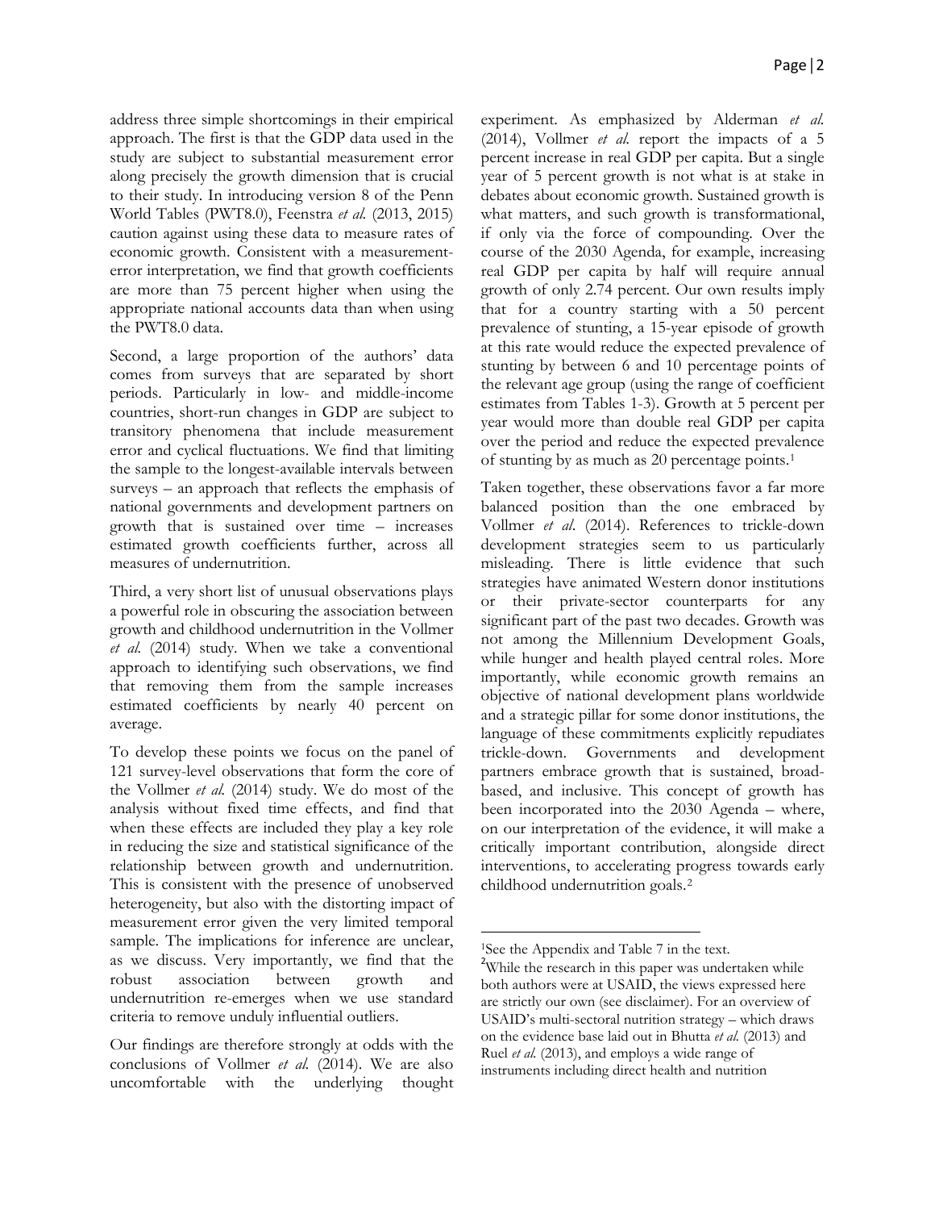address three simple shortcomings in their empirical approach. The first is that the GDP data used in the study are subject to substantial measurement error along precisely the growth dimension that is crucial to their study. In introducing version 8 of the Penn World Tables (PWT8.0), Feenstra *et al.* (2013, 2015) caution against using these data to measure rates of economic growth. Consistent with a measurement-error interpretation, we find that growth coefficients are more than 75 percent higher when using the appropriate national accounts data than when using the PWT8.0 data.

Second, a large proportion of the authors' data comes from surveys that are separated by short periods. Particularly in low- and middle-income countries, short-run changes in GDP are subject to transitory phenomena that include measurement error and cyclical fluctuations. We find that limiting the sample to the longest-available intervals between surveys – an approach that reflects the emphasis of national governments and development partners on growth that is sustained over time – increases estimated growth coefficients further, across all measures of undernutrition.

Third, a very short list of unusual observations plays a powerful role in obscuring the association between growth and childhood undernutrition in the Vollmer *et al.* (2014) study. When we take a conventional approach to identifying such observations, we find that removing them from the sample increases estimated coefficients by nearly 40 percent on average.

To develop these points we focus on the panel of 121 survey-level observations that form the core of the Vollmer *et al.* (2014) study. We do most of the analysis without fixed time effects, and find that when these effects are included they play a key role in reducing the size and statistical significance of the relationship between growth and undernutrition. This is consistent with the presence of unobserved heterogeneity, but also with the distorting impact of measurement error given the very limited temporal sample. The implications for inference are unclear, as we discuss. Very importantly, we find that the robust association between growth and undernutrition re-emerges when we use standard criteria to remove unduly influential outliers.

Our findings are therefore strongly at odds with the conclusions of Vollmer *et al.* (2014). We are also uncomfortable with the underlying thought experiment. As emphasized by Alderman *et al.* (2014), Vollmer *et al.* report the impacts of a 5 percent increase in real GDP per capita. But a single year of 5 percent growth is not what is at stake in debates about economic growth. Sustained growth is what matters, and such growth is transformational, if only via the force of compounding. Over the course of the 2030 Agenda, for example, increasing real GDP per capita by half will require annual growth of only 2.74 percent. Our own results imply that for a country starting with a 50 percent prevalence of stunting, a 15-year episode of growth at this rate would reduce the expected prevalence of stunting by between 6 and 10 percentage points of the relevant age group (using the range of coefficient estimates from Tables 1-3). Growth at 5 percent per year would more than double real GDP per capita over the period and reduce the expected prevalence of stunting by as much as 20 percentage points.[1]

Taken together, these observations favor a far more balanced position than the one embraced by Vollmer *et al*. (2014). References to trickle-down development strategies seem to us particularly misleading. There is little evidence that such strategies have animated Western donor institutions or their private-sector counterparts for any significant part of the past two decades. Growth was not among the Millennium Development Goals, while hunger and health played central roles. More importantly, while economic growth remains an objective of national development plans worldwide and a strategic pillar for some donor institutions, the language of these commitments explicitly repudiates trickle-down. Governments and development partners embrace growth that is sustained, broad-based, and inclusive. This concept of growth has been incorporated into the 2030 Agenda – where, on our interpretation of the evidence, it will make a critically important contribution, alongside direct interventions, to accelerating progress towards early childhood undernutrition goals.[2]

---

[1] See the Appendix and Table 7 in the text.

[2] While the research in this paper was undertaken while both authors were at USAID, the views expressed here are strictly our own (see disclaimer). For an overview of USAID's multi-sectoral nutrition strategy – which draws on the evidence base laid out in Bhutta *et al.* (2013) and Ruel *et al.* (2013), and employs a wide range of instruments including direct health and nutrition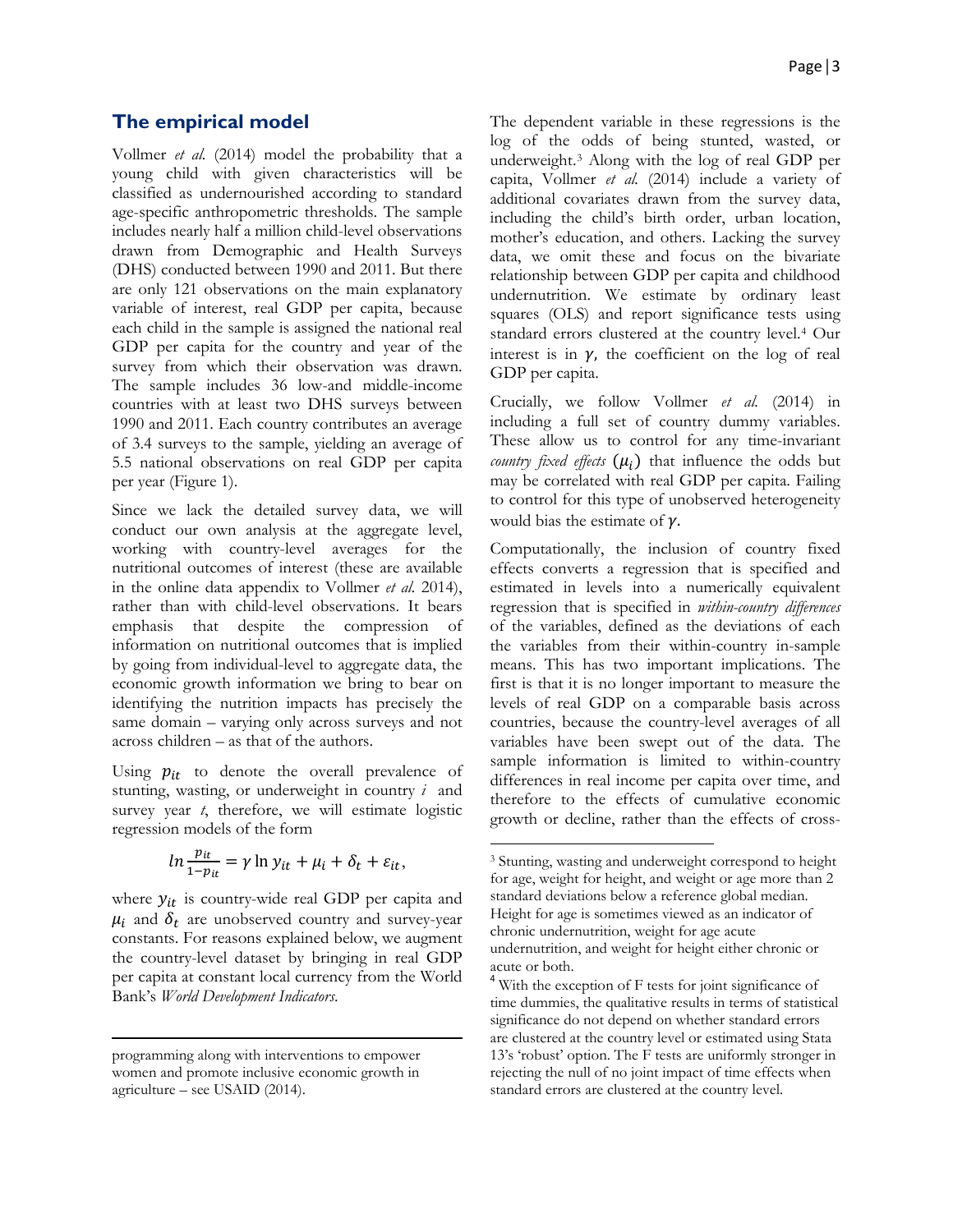## The empirical model

Vollmer *et al.* (2014) model the probability that a young child with given characteristics will be classified as undernourished according to standard age-specific anthropometric thresholds. The sample includes nearly half a million child-level observations drawn from Demographic and Health Surveys (DHS) conducted between 1990 and 2011. But there are only 121 observations on the main explanatory variable of interest, real GDP per capita, because each child in the sample is assigned the national real GDP per capita for the country and year of the survey from which their observation was drawn. The sample includes 36 low-and middle-income countries with at least two DHS surveys between 1990 and 2011. Each country contributes an average of 3.4 surveys to the sample, yielding an average of 5.5 national observations on real GDP per capita per year (Figure 1).

Since we lack the detailed survey data, we will conduct our own analysis at the aggregate level, working with country-level averages for the nutritional outcomes of interest (these are available in the online data appendix to Vollmer *et al.* 2014), rather than with child-level observations. It bears emphasis that despite the compression of information on nutritional outcomes that is implied by going from individual-level to aggregate data, the economic growth information we bring to bear on identifying the nutrition impacts has precisely the same domain – varying only across surveys and not across children – as that of the authors.

Using $p_{it}$ to denote the overall prevalence of stunting, wasting, or underweight in country $i$ and survey year $t$, therefore, we will estimate logistic regression models of the form

$$ln \frac{p_{it}}{1-p_{it}} = \gamma \ln y_{it} + \mu_i + \delta_t + \varepsilon_{it},$$

where $y_{it}$ is country-wide real GDP per capita and $\mu_i$ and $\delta_t$ are unobserved country and survey-year constants. For reasons explained below, we augment the country-level dataset by bringing in real GDP per capita at constant local currency from the World Bank's *World Development Indicators*.

programming along with interventions to empower women and promote inclusive economic growth in agriculture – see USAID (2014).

The dependent variable in these regressions is the log of the odds of being stunted, wasted, or underweight.[3] Along with the log of real GDP per capita, Vollmer *et al.* (2014) include a variety of additional covariates drawn from the survey data, including the child's birth order, urban location, mother's education, and others. Lacking the survey data, we omit these and focus on the bivariate relationship between GDP per capita and childhood undernutrition. We estimate by ordinary least squares (OLS) and report significance tests using standard errors clustered at the country level.[4] Our interest is in $\gamma$, the coefficient on the log of real GDP per capita.

Crucially, we follow Vollmer *et al.* (2014) in including a full set of country dummy variables. These allow us to control for any time-invariant *country fixed effects* ($\mu_i$) that influence the odds but may be correlated with real GDP per capita. Failing to control for this type of unobserved heterogeneity would bias the estimate of $\gamma$.

Computationally, the inclusion of country fixed effects converts a regression that is specified and estimated in levels into a numerically equivalent regression that is specified in *within-country differences* of the variables, defined as the deviations of each the variables from their within-country in-sample means. This has two important implications. The first is that it is no longer important to measure the levels of real GDP on a comparable basis across countries, because the country-level averages of all variables have been swept out of the data. The sample information is limited to within-country differences in real income per capita over time, and therefore to the effects of cumulative economic growth or decline, rather than the effects of cross-

[3] Stunting, wasting and underweight correspond to height for age, weight for height, and weight or age more than 2 standard deviations below a reference global median. Height for age is sometimes viewed as an indicator of chronic undernutrition, weight for age acute undernutrition, and weight for height either chronic or acute or both.

[4] With the exception of F tests for joint significance of time dummies, the qualitative results in terms of statistical significance do not depend on whether standard errors are clustered at the country level or estimated using Stata 13's 'robust' option. The F tests are uniformly stronger in rejecting the null of no joint impact of time effects when standard errors are clustered at the country level.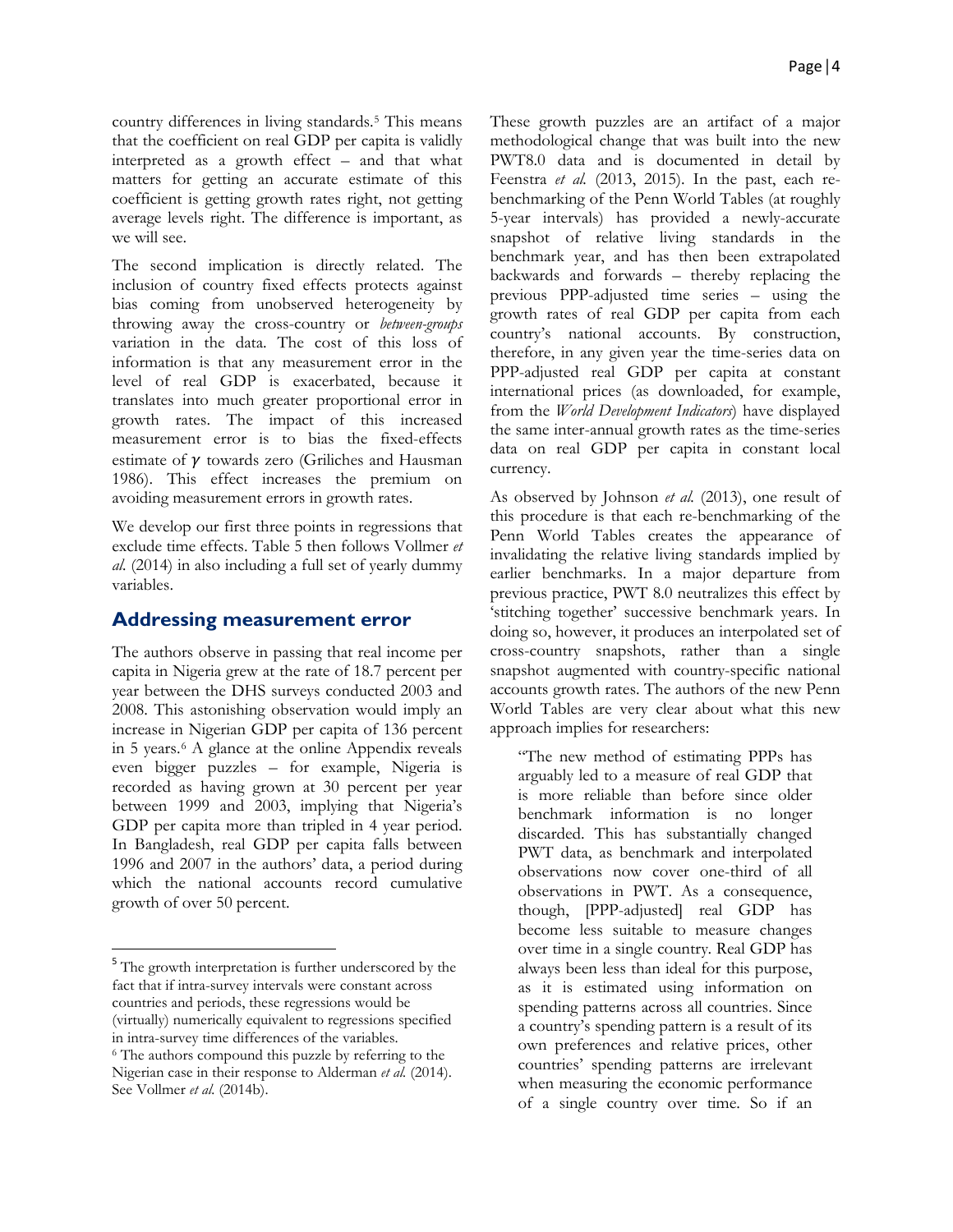country differences in living standards.[5] This means that the coefficient on real GDP per capita is validly interpreted as a growth effect – and that what matters for getting an accurate estimate of this coefficient is getting growth rates right, not getting average levels right. The difference is important, as we will see.

The second implication is directly related. The inclusion of country fixed effects protects against bias coming from unobserved heterogeneity by throwing away the cross-country or *between-groups* variation in the data. The cost of this loss of information is that any measurement error in the level of real GDP is exacerbated, because it translates into much greater proportional error in growth rates. The impact of this increased measurement error is to bias the fixed-effects estimate of $\gamma$ towards zero (Griliches and Hausman 1986). This effect increases the premium on avoiding measurement errors in growth rates.

We develop our first three points in regressions that exclude time effects. Table 5 then follows Vollmer *et al.* (2014) in also including a full set of yearly dummy variables.

## Addressing measurement error

The authors observe in passing that real income per capita in Nigeria grew at the rate of 18.7 percent per year between the DHS surveys conducted 2003 and 2008. This astonishing observation would imply an increase in Nigerian GDP per capita of 136 percent in 5 years.[6] A glance at the online Appendix reveals even bigger puzzles – for example, Nigeria is recorded as having grown at 30 percent per year between 1999 and 2003, implying that Nigeria's GDP per capita more than tripled in 4 year period. In Bangladesh, real GDP per capita falls between 1996 and 2007 in the authors' data, a period during which the national accounts record cumulative growth of over 50 percent.

These growth puzzles are an artifact of a major methodological change that was built into the new PWT8.0 data and is documented in detail by Feenstra *et al.* (2013, 2015). In the past, each re-benchmarking of the Penn World Tables (at roughly 5-year intervals) has provided a newly-accurate snapshot of relative living standards in the benchmark year, and has then been extrapolated backwards and forwards – thereby replacing the previous PPP-adjusted time series – using the growth rates of real GDP per capita from each country's national accounts. By construction, therefore, in any given year the time-series data on PPP-adjusted real GDP per capita at constant international prices (as downloaded, for example, from the *World Development Indicators*) have displayed the same inter-annual growth rates as the time-series data on real GDP per capita in constant local currency.

As observed by Johnson *et al.* (2013), one result of this procedure is that each re-benchmarking of the Penn World Tables creates the appearance of invalidating the relative living standards implied by earlier benchmarks. In a major departure from previous practice, PWT 8.0 neutralizes this effect by 'stitching together' successive benchmark years. In doing so, however, it produces an interpolated set of cross-country snapshots, rather than a single snapshot augmented with country-specific national accounts growth rates. The authors of the new Penn World Tables are very clear about what this new approach implies for researchers:

> "The new method of estimating PPPs has arguably led to a measure of real GDP that is more reliable than before since older benchmark information is no longer discarded. This has substantially changed PWT data, as benchmark and interpolated observations now cover one-third of all observations in PWT. As a consequence, though, [PPP-adjusted] real GDP has become less suitable to measure changes over time in a single country. Real GDP has always been less than ideal for this purpose, as it is estimated using information on spending patterns across all countries. Since a country's spending pattern is a result of its own preferences and relative prices, other countries' spending patterns are irrelevant when measuring the economic performance of a single country over time. So if an

---

[5] The growth interpretation is further underscored by the fact that if intra-survey intervals were constant across countries and periods, these regressions would be (virtually) numerically equivalent to regressions specified in intra-survey time differences of the variables.

[6] The authors compound this puzzle by referring to the Nigerian case in their response to Alderman *et al.* (2014). See Vollmer *et al.* (2014b).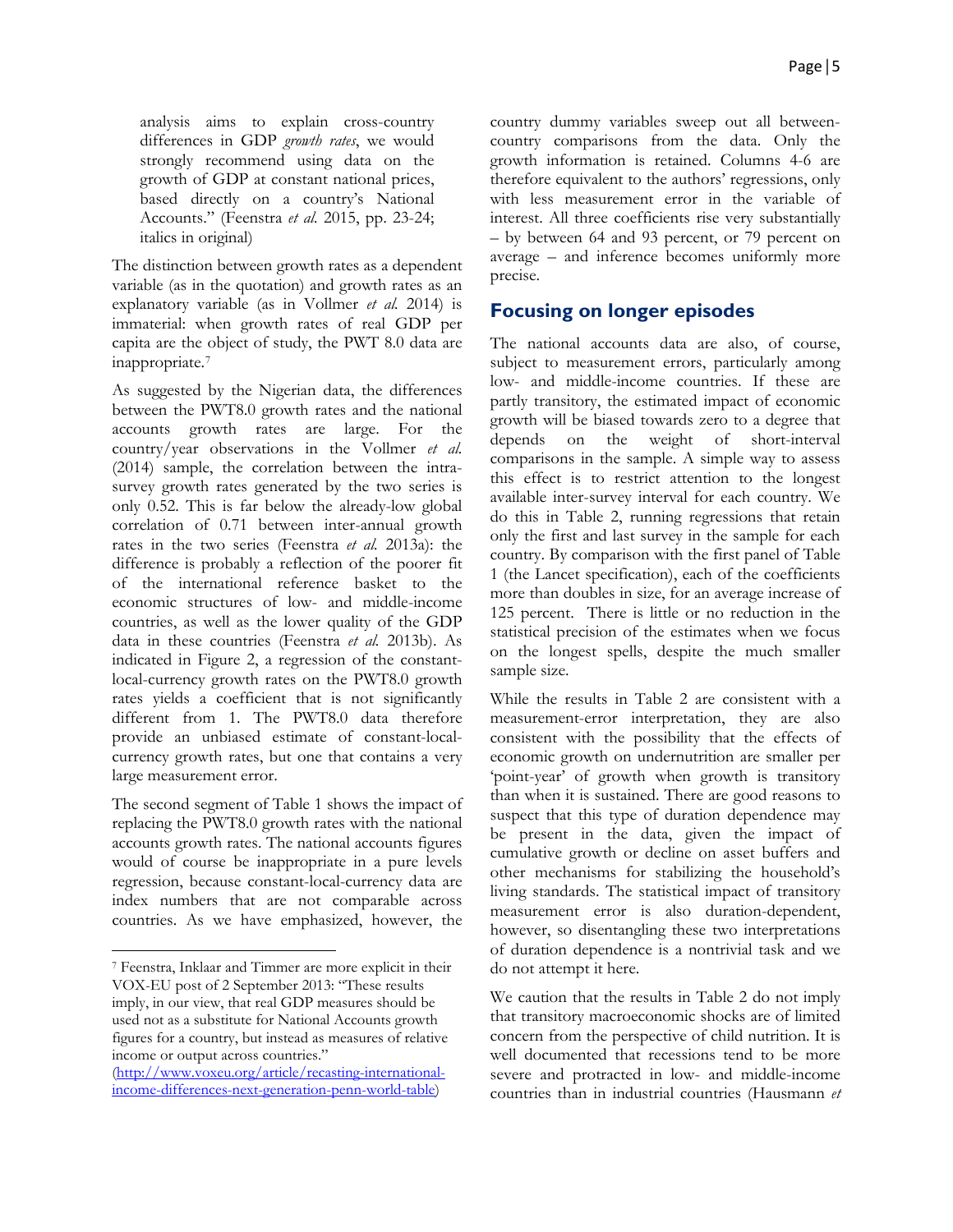analysis aims to explain cross-country differences in GDP *growth rates*, we would strongly recommend using data on the growth of GDP at constant national prices, based directly on a country's National Accounts." (Feenstra *et al.* 2015, pp. 23-24; italics in original)

The distinction between growth rates as a dependent variable (as in the quotation) and growth rates as an explanatory variable (as in Vollmer *et al.* 2014) is immaterial: when growth rates of real GDP per capita are the object of study, the PWT 8.0 data are inappropriate.[7]

As suggested by the Nigerian data, the differences between the PWT8.0 growth rates and the national accounts growth rates are large. For the country/year observations in the Vollmer *et al.* (2014) sample, the correlation between the intra-survey growth rates generated by the two series is only 0.52. This is far below the already-low global correlation of 0.71 between inter-annual growth rates in the two series (Feenstra *et al.* 2013a): the difference is probably a reflection of the poorer fit of the international reference basket to the economic structures of low- and middle-income countries, as well as the lower quality of the GDP data in these countries (Feenstra *et al.* 2013b). As indicated in Figure 2, a regression of the constant-local-currency growth rates on the PWT8.0 growth rates yields a coefficient that is not significantly different from 1. The PWT8.0 data therefore provide an unbiased estimate of constant-local-currency growth rates, but one that contains a very large measurement error.

The second segment of Table 1 shows the impact of replacing the PWT8.0 growth rates with the national accounts growth rates. The national accounts figures would of course be inappropriate in a pure levels regression, because constant-local-currency data are index numbers that are not comparable across countries. As we have emphasized, however, the country dummy variables sweep out all between-country comparisons from the data. Only the growth information is retained. Columns 4-6 are therefore equivalent to the authors' regressions, only with less measurement error in the variable of interest. All three coefficients rise very substantially – by between 64 and 93 percent, or 79 percent on average – and inference becomes uniformly more precise.

## Focusing on longer episodes

The national accounts data are also, of course, subject to measurement errors, particularly among low- and middle-income countries. If these are partly transitory, the estimated impact of economic growth will be biased towards zero to a degree that depends on the weight of short-interval comparisons in the sample. A simple way to assess this effect is to restrict attention to the longest available inter-survey interval for each country. We do this in Table 2, running regressions that retain only the first and last survey in the sample for each country. By comparison with the first panel of Table 1 (the Lancet specification), each of the coefficients more than doubles in size, for an average increase of 125 percent. There is little or no reduction in the statistical precision of the estimates when we focus on the longest spells, despite the much smaller sample size.

While the results in Table 2 are consistent with a measurement-error interpretation, they are also consistent with the possibility that the effects of economic growth on undernutrition are smaller per 'point-year' of growth when growth is transitory than when it is sustained. There are good reasons to suspect that this type of duration dependence may be present in the data, given the impact of cumulative growth or decline on asset buffers and other mechanisms for stabilizing the household's living standards. The statistical impact of transitory measurement error is also duration-dependent, however, so disentangling these two interpretations of duration dependence is a nontrivial task and we do not attempt it here.

We caution that the results in Table 2 do not imply that transitory macroeconomic shocks are of limited concern from the perspective of child nutrition. It is well documented that recessions tend to be more severe and protracted in low- and middle-income countries than in industrial countries (Hausmann *et*

---

[7] Feenstra, Inklaar and Timmer are more explicit in their VOX-EU post of 2 September 2013: "These results imply, in our view, that real GDP measures should be used not as a substitute for National Accounts growth figures for a country, but instead as measures of relative income or output across countries." (http://www.voxeu.org/article/recasting-international-income-differences-next-generation-penn-world-table)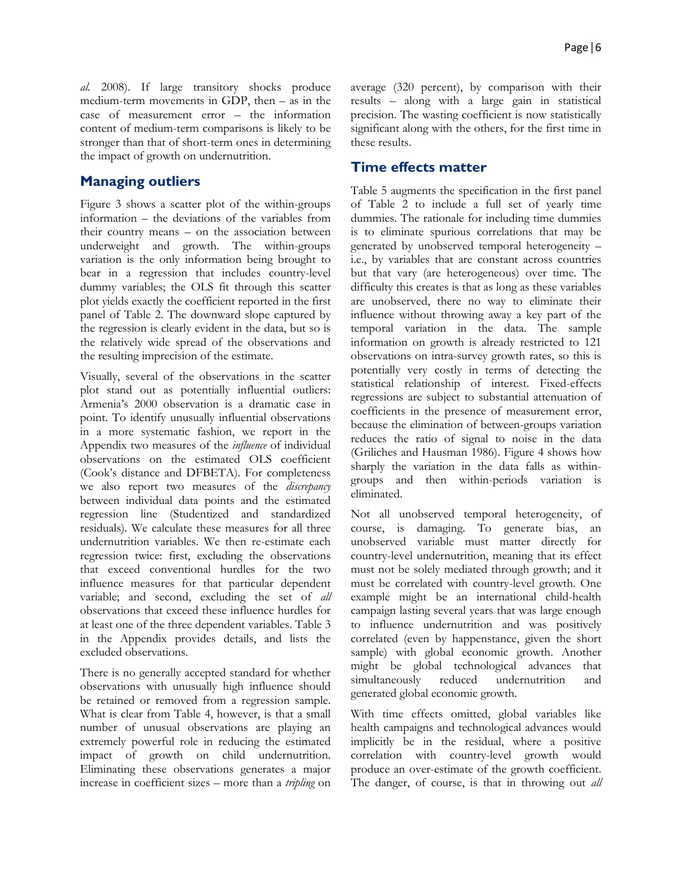*al.* 2008). If large transitory shocks produce medium-term movements in GDP, then – as in the case of measurement error – the information content of medium-term comparisons is likely to be stronger than that of short-term ones in determining the impact of growth on undernutrition.

## Managing outliers

Figure 3 shows a scatter plot of the within-groups information – the deviations of the variables from their country means – on the association between underweight and growth. The within-groups variation is the only information being brought to bear in a regression that includes country-level dummy variables; the OLS fit through this scatter plot yields exactly the coefficient reported in the first panel of Table 2. The downward slope captured by the regression is clearly evident in the data, but so is the relatively wide spread of the observations and the resulting imprecision of the estimate.

Visually, several of the observations in the scatter plot stand out as potentially influential outliers: Armenia's 2000 observation is a dramatic case in point. To identify unusually influential observations in a more systematic fashion, we report in the Appendix two measures of the *influence* of individual observations on the estimated OLS coefficient (Cook's distance and DFBETA). For completeness we also report two measures of the *discrepancy* between individual data points and the estimated regression line (Studentized and standardized residuals). We calculate these measures for all three undernutrition variables. We then re-estimate each regression twice: first, excluding the observations that exceed conventional hurdles for the two influence measures for that particular dependent variable; and second, excluding the set of *all* observations that exceed these influence hurdles for at least one of the three dependent variables. Table 3 in the Appendix provides details, and lists the excluded observations.

There is no generally accepted standard for whether observations with unusually high influence should be retained or removed from a regression sample. What is clear from Table 4, however, is that a small number of unusual observations are playing an extremely powerful role in reducing the estimated impact of growth on child undernutrition. Eliminating these observations generates a major increase in coefficient sizes – more than a *tripling* on average (320 percent), by comparison with their results – along with a large gain in statistical precision. The wasting coefficient is now statistically significant along with the others, for the first time in these results.

## Time effects matter

Table 5 augments the specification in the first panel of Table 2 to include a full set of yearly time dummies. The rationale for including time dummies is to eliminate spurious correlations that may be generated by unobserved temporal heterogeneity – i.e., by variables that are constant across countries but that vary (are heterogeneous) over time. The difficulty this creates is that as long as these variables are unobserved, there no way to eliminate their influence without throwing away a key part of the temporal variation in the data. The sample information on growth is already restricted to 121 observations on intra-survey growth rates, so this is potentially very costly in terms of detecting the statistical relationship of interest. Fixed-effects regressions are subject to substantial attenuation of coefficients in the presence of measurement error, because the elimination of between-groups variation reduces the ratio of signal to noise in the data (Griliches and Hausman 1986). Figure 4 shows how sharply the variation in the data falls as within-groups and then within-periods variation is eliminated.

Not all unobserved temporal heterogeneity, of course, is damaging. To generate bias, an unobserved variable must matter directly for country-level undernutrition, meaning that its effect must not be solely mediated through growth; and it must be correlated with country-level growth. One example might be an international child-health campaign lasting several years that was large enough to influence undernutrition and was positively correlated (even by happenstance, given the short sample) with global economic growth. Another might be global technological advances that simultaneously reduced undernutrition and generated global economic growth.

With time effects omitted, global variables like health campaigns and technological advances would implicitly be in the residual, where a positive correlation with country-level growth would produce an over-estimate of the growth coefficient. The danger, of course, is that in throwing out *all*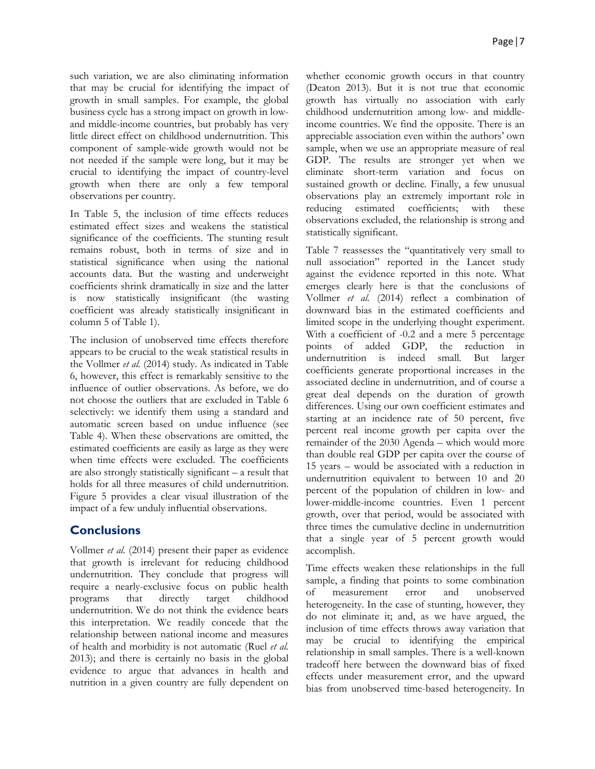such variation, we are also eliminating information that may be crucial for identifying the impact of growth in small samples. For example, the global business cycle has a strong impact on growth in low- and middle-income countries, but probably has very little direct effect on childhood undernutrition. This component of sample-wide growth would not be not needed if the sample were long, but it may be crucial to identifying the impact of country-level growth when there are only a few temporal observations per country.

In Table 5, the inclusion of time effects reduces estimated effect sizes and weakens the statistical significance of the coefficients. The stunting result remains robust, both in terms of size and in statistical significance when using the national accounts data. But the wasting and underweight coefficients shrink dramatically in size and the latter is now statistically insignificant (the wasting coefficient was already statistically insignificant in column 5 of Table 1).

The inclusion of unobserved time effects therefore appears to be crucial to the weak statistical results in the Vollmer *et al.* (2014) study. As indicated in Table 6, however, this effect is remarkably sensitive to the influence of outlier observations. As before, we do not choose the outliers that are excluded in Table 6 selectively: we identify them using a standard and automatic screen based on undue influence (see Table 4). When these observations are omitted, the estimated coefficients are easily as large as they were when time effects were excluded. The coefficients are also strongly statistically significant – a result that holds for all three measures of child undernutrition. Figure 5 provides a clear visual illustration of the impact of a few unduly influential observations.

## Conclusions

Vollmer *et al.* (2014) present their paper as evidence that growth is irrelevant for reducing childhood undernutrition. They conclude that progress will require a nearly-exclusive focus on public health programs that directly target childhood undernutrition. We do not think the evidence bears this interpretation. We readily concede that the relationship between national income and measures of health and morbidity is not automatic (Ruel *et al.* 2013); and there is certainly no basis in the global evidence to argue that advances in health and nutrition in a given country are fully dependent on whether economic growth occurs in that country (Deaton 2013). But it is not true that economic growth has virtually no association with early childhood undernutrition among low- and middle-income countries. We find the opposite. There is an appreciable association even within the authors' own sample, when we use an appropriate measure of real GDP. The results are stronger yet when we eliminate short-term variation and focus on sustained growth or decline. Finally, a few unusual observations play an extremely important role in reducing estimated coefficients; with these observations excluded, the relationship is strong and statistically significant.

Table 7 reassesses the "quantitatively very small to null association" reported in the Lancet study against the evidence reported in this note. What emerges clearly here is that the conclusions of Vollmer *et al.* (2014) reflect a combination of downward bias in the estimated coefficients and limited scope in the underlying thought experiment. With a coefficient of -0.2 and a mere 5 percentage points of added GDP, the reduction in undernutrition is indeed small. But larger coefficients generate proportional increases in the associated decline in undernutrition, and of course a great deal depends on the duration of growth differences. Using our own coefficient estimates and starting at an incidence rate of 50 percent, five percent real income growth per capita over the remainder of the 2030 Agenda – which would more than double real GDP per capita over the course of 15 years – would be associated with a reduction in undernutrition equivalent to between 10 and 20 percent of the population of children in low- and lower-middle-income countries. Even 1 percent growth, over that period, would be associated with three times the cumulative decline in undernutrition that a single year of 5 percent growth would accomplish.

Time effects weaken these relationships in the full sample, a finding that points to some combination of measurement error and unobserved heterogeneity. In the case of stunting, however, they do not eliminate it; and, as we have argued, the inclusion of time effects throws away variation that may be crucial to identifying the empirical relationship in small samples. There is a well-known tradeoff here between the downward bias of fixed effects under measurement error, and the upward bias from unobserved time-based heterogeneity. In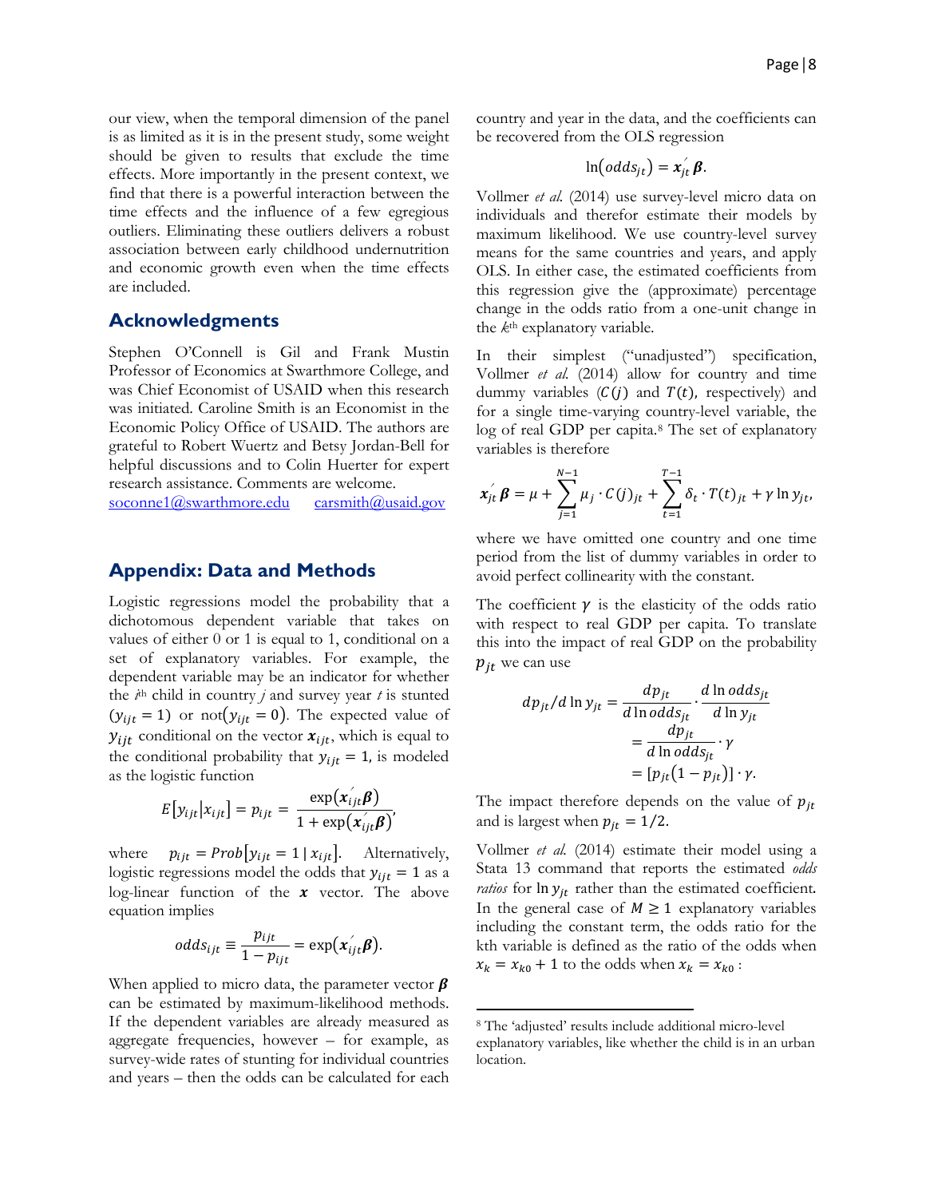our view, when the temporal dimension of the panel is as limited as it is in the present study, some weight should be given to results that exclude the time effects. More importantly in the present context, we find that there is a powerful interaction between the time effects and the influence of a few egregious outliers. Eliminating these outliers delivers a robust association between early childhood undernutrition and economic growth even when the time effects are included.

## Acknowledgments

Stephen O'Connell is Gil and Frank Mustin Professor of Economics at Swarthmore College, and was Chief Economist of USAID when this research was initiated. Caroline Smith is an Economist in the Economic Policy Office of USAID. The authors are grateful to Robert Wuertz and Betsy Jordan-Bell for helpful discussions and to Colin Huerter for expert research assistance. Comments are welcome.
soconne1@swarthmore.edu carsmith@usaid.gov

## Appendix: Data and Methods

Logistic regressions model the probability that a dichotomous dependent variable that takes on values of either 0 or 1 is equal to 1, conditional on a set of explanatory variables. For example, the dependent variable may be an indicator for whether the $i^{th}$ child in country $j$ and survey year $t$ is stunted ($y_{ijt} = 1$) or not($y_{ijt} = 0$). The expected value of $y_{ijt}$ conditional on the vector $\boldsymbol{x}_{ijt}$, which is equal to the conditional probability that $y_{ijt} = 1$, is modeled as the logistic function

$$E[y_{ijt}|x_{ijt}] = p_{ijt} = \frac{\exp(\boldsymbol{x}_{ijt}'\boldsymbol{\beta})}{1 + \exp(\boldsymbol{x}_{ijt}'\boldsymbol{\beta})},$$

where $p_{ijt} = Prob[y_{ijt} = 1 \mid x_{ijt}]$. Alternatively, logistic regressions model the odds that $y_{ijt} = 1$ as a log-linear function of the $\boldsymbol{x}$ vector. The above equation implies

$$odds_{ijt} \equiv \frac{p_{ijt}}{1 - p_{ijt}} = \exp(\boldsymbol{x}_{ijt}'\boldsymbol{\beta}).$$

When applied to micro data, the parameter vector $\boldsymbol{\beta}$ can be estimated by maximum-likelihood methods. If the dependent variables are already measured as aggregate frequencies, however – for example, as survey-wide rates of stunting for individual countries and years – then the odds can be calculated for each country and year in the data, and the coefficients can be recovered from the OLS regression

$$\ln(odds_{jt}) = \boldsymbol{x}_{jt}'\boldsymbol{\beta}.$$

Vollmer *et al.* (2014) use survey-level micro data on individuals and therefor estimate their models by maximum likelihood. We use country-level survey means for the same countries and years, and apply OLS. In either case, the estimated coefficients from this regression give the (approximate) percentage change in the odds ratio from a one-unit change in the $k^{th}$ explanatory variable.

In their simplest ("unadjusted") specification, Vollmer *et al.* (2014) allow for country and time dummy variables ($C(j)$ and $T(t)$, respectively) and for a single time-varying country-level variable, the log of real GDP per capita.[8] The set of explanatory variables is therefore

$$\boldsymbol{x}_{jt}'\boldsymbol{\beta} = \mu + \sum_{j=1}^{N-1} \mu_j \cdot C(j)_{jt} + \sum_{t=1}^{T-1} \delta_t \cdot T(t)_{jt} + \gamma \ln y_{jt},$$

where we have omitted one country and one time period from the list of dummy variables in order to avoid perfect collinearity with the constant.

The coefficient $\gamma$ is the elasticity of the odds ratio with respect to real GDP per capita. To translate this into the impact of real GDP on the probability $p_{jt}$ we can use

$$\begin{aligned} dp_{jt}/d\ln y_{jt} &= \frac{dp_{jt}}{d\ln odds_{jt}} \cdot \frac{d\ln odds_{jt}}{d\ln y_{jt}} \\ &= \frac{dp_{jt}}{d\ln odds_{jt}} \cdot \gamma \\ &= [p_{jt}(1 - p_{jt})] \cdot \gamma. \end{aligned}$$

The impact therefore depends on the value of $p_{jt}$ and is largest when $p_{jt} = 1/2$.

Vollmer *et al.* (2014) estimate their model using a Stata 13 command that reports the estimated *odds ratios* for $\ln y_{jt}$ rather than the estimated coefficient. In the general case of $M \geq 1$ explanatory variables including the constant term, the odds ratio for the kth variable is defined as the ratio of the odds when $x_k = x_{k0} + 1$ to the odds when $x_k = x_{k0}$ :

[8] The 'adjusted' results include additional micro-level explanatory variables, like whether the child is in an urban location.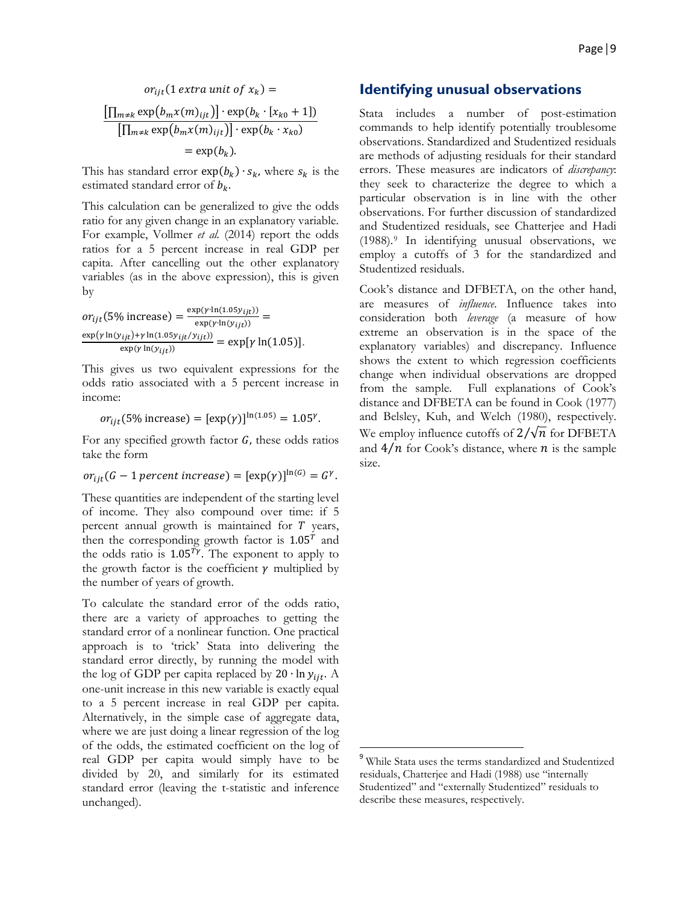$$or_{ijt}(1 \; extra \; unit \; of \; x_k) =$$

$$\frac{\left[\prod_{m \neq k} \exp\left(b_m x(m)_{ijt}\right)\right] \cdot \exp\left(b_k \cdot [x_{k0} + 1]\right)}{\left[\prod_{m \neq k} \exp\left(b_m x(m)_{ijt}\right)\right] \cdot \exp\left(b_k \cdot x_{k0}\right)}$$

$$= \exp(b_k).$$

This has standard error $\exp(b_k) \cdot s_k$, where $s_k$ is the estimated standard error of $b_k$.

This calculation can be generalized to give the odds ratio for any given change in an explanatory variable. For example, Vollmer *et al.* (2014) report the odds ratios for a 5 percent increase in real GDP per capita. After cancelling out the other explanatory variables (as in the above expression), this is given by

$$or_{ijt}(5\% \text{ increase}) = \frac{\exp(\gamma \cdot \ln(1.05 y_{ijt}))}{\exp(\gamma \cdot \ln(y_{ijt}))} = \frac{\exp(\gamma \ln(y_{ijt}) + \gamma \ln(1.05 y_{ijt}/y_{ijt}))}{\exp(\gamma \ln(y_{ijt}))} = \exp[\gamma \ln(1.05)].$$

This gives us two equivalent expressions for the odds ratio associated with a 5 percent increase in income:

$$or_{ijt}(5\% \text{ increase}) = [\exp(\gamma)]^{\ln(1.05)} = 1.05^{\gamma}.$$

For any specified growth factor $G$, these odds ratios take the form

$$or_{ijt}(G - 1 \; percent \; increase) = [\exp(\gamma)]^{\ln(G)} = G^{\gamma}.$$

These quantities are independent of the starting level of income. They also compound over time: if 5 percent annual growth is maintained for $T$ years, then the corresponding growth factor is $1.05^{T}$ and the odds ratio is $1.05^{T\gamma}$. The exponent to apply to the growth factor is the coefficient $\gamma$ multiplied by the number of years of growth.

To calculate the standard error of the odds ratio, there are a variety of approaches to getting the standard error of a nonlinear function. One practical approach is to 'trick' Stata into delivering the standard error directly, by running the model with the log of GDP per capita replaced by $20 \cdot \ln y_{ijt}$. A one-unit increase in this new variable is exactly equal to a 5 percent increase in real GDP per capita. Alternatively, in the simple case of aggregate data, where we are just doing a linear regression of the log of the odds, the estimated coefficient on the log of real GDP per capita would simply have to be divided by 20, and similarly for its estimated standard error (leaving the t-statistic and inference unchanged).

## Identifying unusual observations

Stata includes a number of post-estimation commands to help identify potentially troublesome observations. Standardized and Studentized residuals are methods of adjusting residuals for their standard errors. These measures are indicators of *discrepancy*: they seek to characterize the degree to which a particular observation is in line with the other observations. For further discussion of standardized and Studentized residuals, see Chatterjee and Hadi (1988).[9] In identifying unusual observations, we employ a cutoffs of 3 for the standardized and Studentized residuals.

Cook's distance and DFBETA, on the other hand, are measures of *influence*. Influence takes into consideration both *leverage* (a measure of how extreme an observation is in the space of the explanatory variables) and discrepancy. Influence shows the extent to which regression coefficients change when individual observations are dropped from the sample. Full explanations of Cook's distance and DFBETA can be found in Cook (1977) and Belsley, Kuh, and Welch (1980), respectively. We employ influence cutoffs of $2/\sqrt{n}$ for DFBETA and $4/n$ for Cook's distance, where $n$ is the sample size.

[9] While Stata uses the terms standardized and Studentized residuals, Chatterjee and Hadi (1988) use "internally Studentized" and "externally Studentized" residuals to describe these measures, respectively.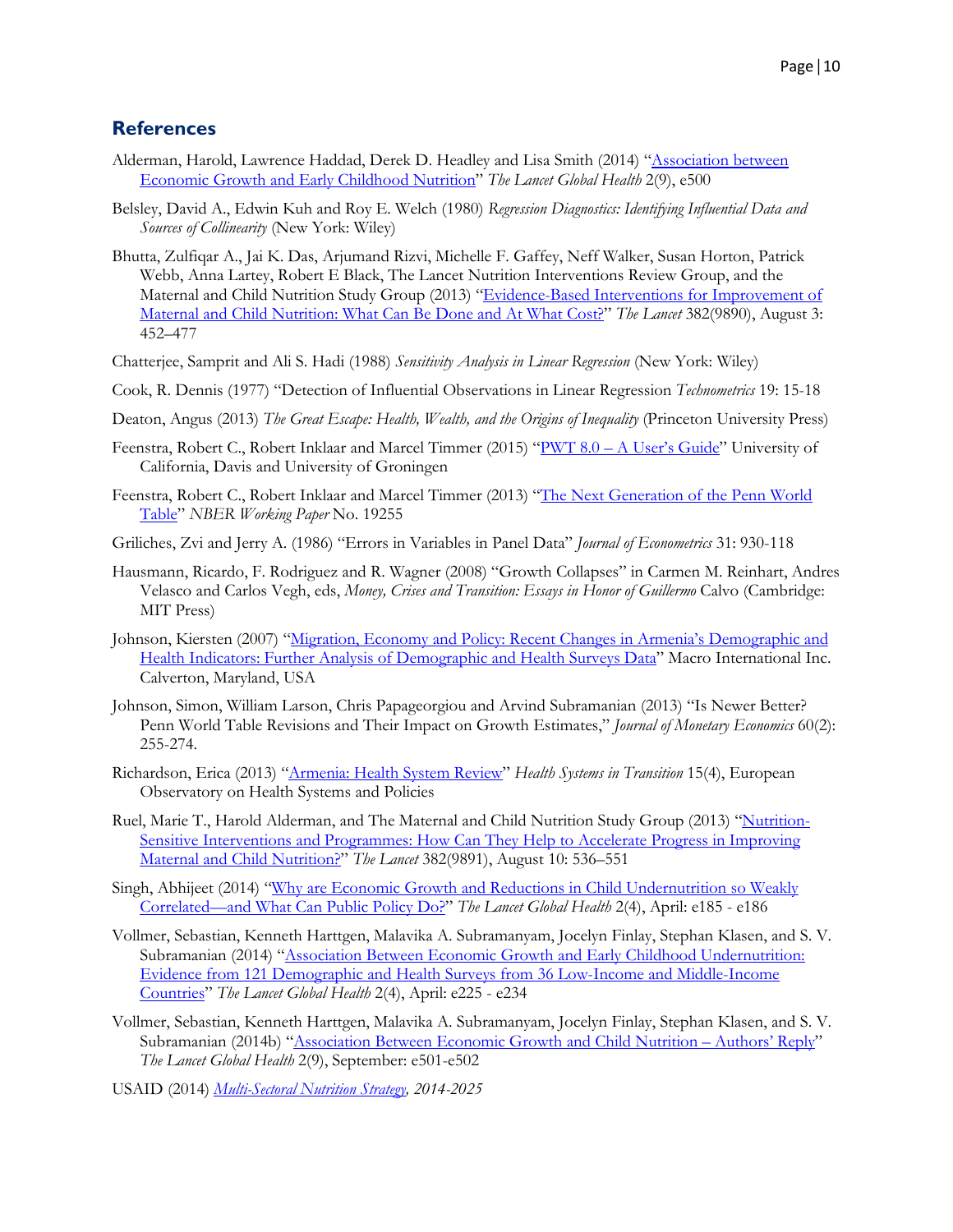## References

Alderman, Harold, Lawrence Haddad, Derek D. Headley and Lisa Smith (2014) "Association between Economic Growth and Early Childhood Nutrition" *The Lancet Global Health* 2(9), e500

Belsley, David A., Edwin Kuh and Roy E. Welch (1980) *Regression Diagnostics: Identifying Influential Data and Sources of Collinearity* (New York: Wiley)

Bhutta, Zulfiqar A., Jai K. Das, Arjumand Rizvi, Michelle F. Gaffey, Neff Walker, Susan Horton, Patrick Webb, Anna Lartey, Robert E Black, The Lancet Nutrition Interventions Review Group, and the Maternal and Child Nutrition Study Group (2013) "Evidence-Based Interventions for Improvement of Maternal and Child Nutrition: What Can Be Done and At What Cost?" *The Lancet* 382(9890), August 3: 452–477

Chatterjee, Samprit and Ali S. Hadi (1988) *Sensitivity Analysis in Linear Regression* (New York: Wiley)

Cook, R. Dennis (1977) "Detection of Influential Observations in Linear Regression *Technometrics* 19: 15-18

Deaton, Angus (2013) *The Great Escape: Health, Wealth, and the Origins of Inequality* (Princeton University Press)

Feenstra, Robert C., Robert Inklaar and Marcel Timmer (2015) "PWT 8.0 – A User's Guide" University of California, Davis and University of Groningen

Feenstra, Robert C., Robert Inklaar and Marcel Timmer (2013) "The Next Generation of the Penn World Table" *NBER Working Paper* No. 19255

Griliches, Zvi and Jerry A. (1986) "Errors in Variables in Panel Data" *Journal of Econometrics* 31: 930-118

Hausmann, Ricardo, F. Rodriguez and R. Wagner (2008) "Growth Collapses" in Carmen M. Reinhart, Andres Velasco and Carlos Vegh, eds, *Money, Crises and Transition: Essays in Honor of Guillermo* Calvo (Cambridge: MIT Press)

Johnson, Kiersten (2007) "Migration, Economy and Policy: Recent Changes in Armenia's Demographic and Health Indicators: Further Analysis of Demographic and Health Surveys Data" Macro International Inc. Calverton, Maryland, USA

Johnson, Simon, William Larson, Chris Papageorgiou and Arvind Subramanian (2013) "Is Newer Better? Penn World Table Revisions and Their Impact on Growth Estimates," *Journal of Monetary Economics* 60(2): 255-274.

Richardson, Erica (2013) "Armenia: Health System Review" *Health Systems in Transition* 15(4), European Observatory on Health Systems and Policies

Ruel, Marie T., Harold Alderman, and The Maternal and Child Nutrition Study Group (2013) "Nutrition-Sensitive Interventions and Programmes: How Can They Help to Accelerate Progress in Improving Maternal and Child Nutrition?" *The Lancet* 382(9891), August 10: 536–551

Singh, Abhijeet (2014) "Why are Economic Growth and Reductions in Child Undernutrition so Weakly Correlated—and What Can Public Policy Do?" *The Lancet Global Health* 2(4), April: e185 - e186

Vollmer, Sebastian, Kenneth Harttgen, Malavika A. Subramanyam, Jocelyn Finlay, Stephan Klasen, and S. V. Subramanian (2014) "Association Between Economic Growth and Early Childhood Undernutrition: Evidence from 121 Demographic and Health Surveys from 36 Low-Income and Middle-Income Countries" *The Lancet Global Health* 2(4), April: e225 - e234

Vollmer, Sebastian, Kenneth Harttgen, Malavika A. Subramanyam, Jocelyn Finlay, Stephan Klasen, and S. V. Subramanian (2014b) "Association Between Economic Growth and Child Nutrition – Authors' Reply" *The Lancet Global Health* 2(9), September: e501-e502

USAID (2014) *Multi-Sectoral Nutrition Strategy, 2014-2025*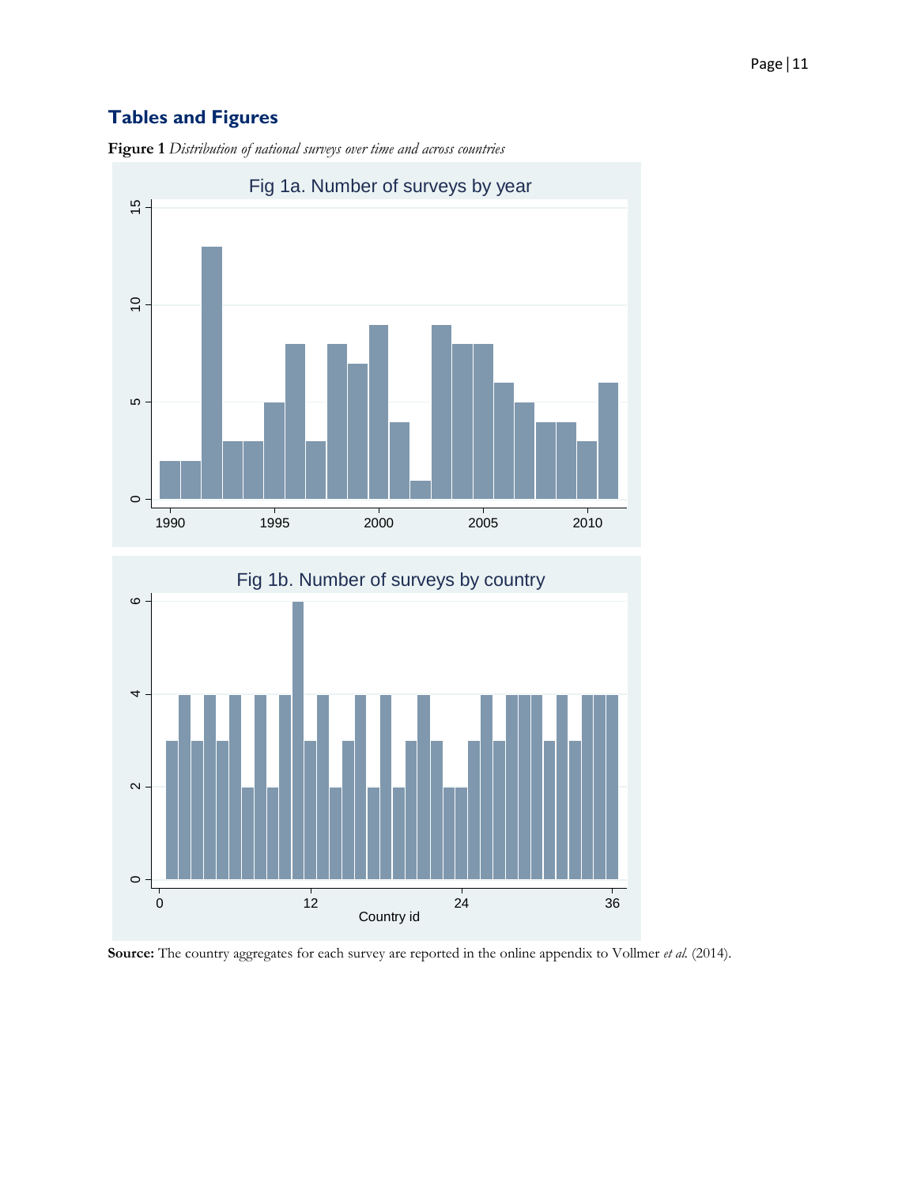## Tables and Figures

**Figure 1** *Distribution of national surveys over time and across countries*

**Source:** The country aggregates for each survey are reported in the online appendix to Vollmer *et al.* (2014).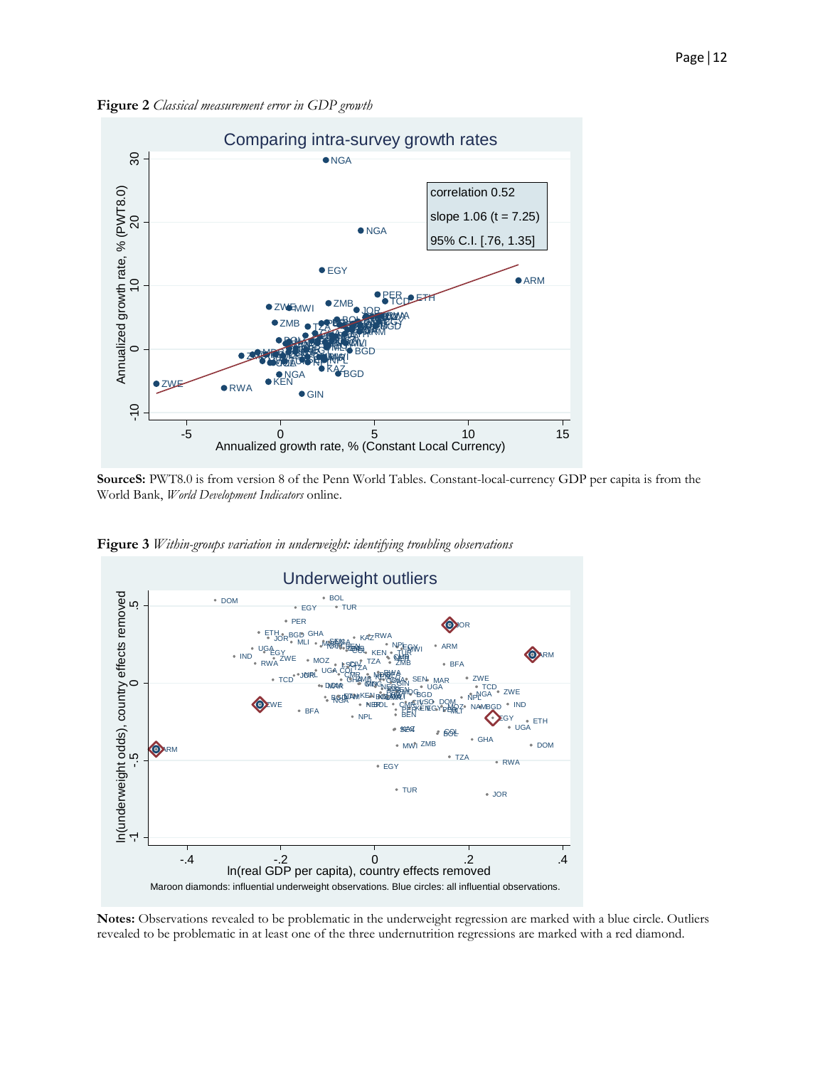**Figure 2** *Classical measurement error in GDP growth*

**SourceS:** PWT8.0 is from version 8 of the Penn World Tables. Constant-local-currency GDP per capita is from the World Bank, *World Development Indicators* online.

**Figure 3** *Within-groups variation in underweight: identifying troubling observations*

**Notes:** Observations revealed to be problematic in the underweight regression are marked with a blue circle. Outliers revealed to be problematic in at least one of the three undernutrition regressions are marked with a red diamond.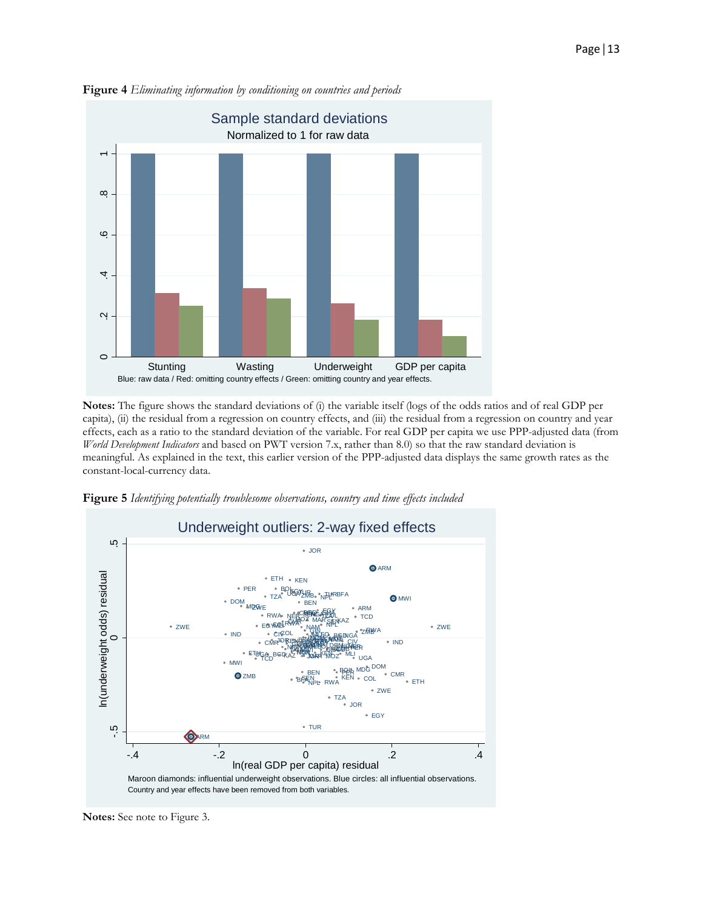**Figure 4** *Eliminating information by conditioning on countries and periods*

**Notes:** The figure shows the standard deviations of (i) the variable itself (logs of the odds ratios and of real GDP per capita), (ii) the residual from a regression on country effects, and (iii) the residual from a regression on country and year effects, each as a ratio to the standard deviation of the variable. For real GDP per capita we use PPP-adjusted data (from *World Development Indicators* and based on PWT version 7.x, rather than 8.0) so that the raw standard deviation is meaningful. As explained in the text, this earlier version of the PPP-adjusted data displays the same growth rates as the constant-local-currency data.

**Figure 5** *Identifying potentially troublesome observations, country and time effects included*

**Notes:** See note to Figure 3.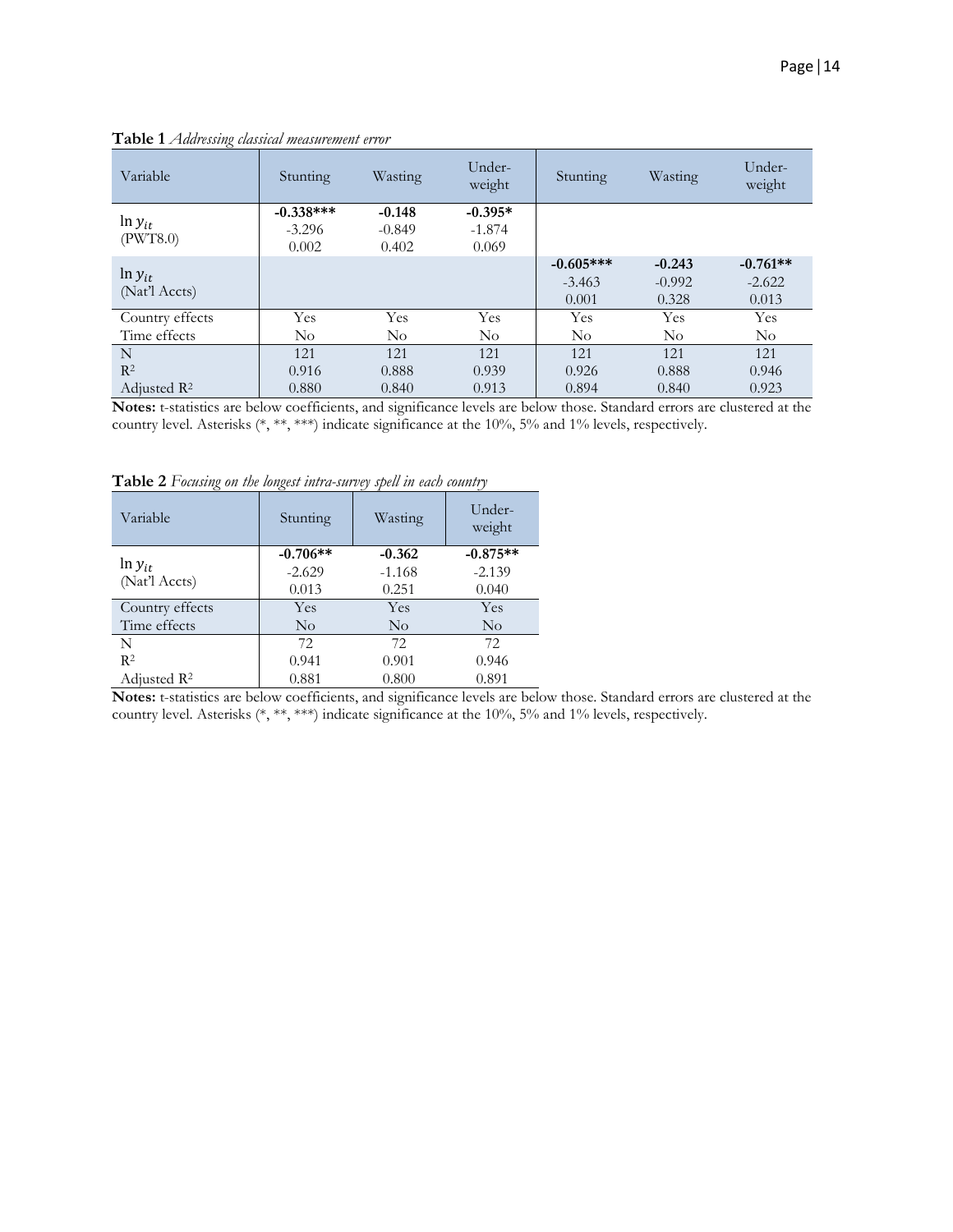**Table 1** *Addressing classical measurement error*

| Variable | Stunting | Wasting | Under-weight | Stunting | Wasting | Under-weight |
|---|---|---|---|---|---|---|
| $\ln y_{it}$ (PWT8.0) | **-0.338*****<br>-3.296<br>0.002 | **-0.148**<br>-0.849<br>0.402 | **-0.395***<br>-1.874<br>0.069 | | | |
| $\ln y_{it}$ (Nat'l Accts) | | | | **-0.605*****<br>-3.463<br>0.001 | **-0.243**<br>-0.992<br>0.328 | **-0.761****<br>-2.622<br>0.013 |
| Country effects | Yes | Yes | Yes | Yes | Yes | Yes |
| Time effects | No | No | No | No | No | No |
| N | 121 | 121 | 121 | 121 | 121 | 121 |
| $R^2$ | 0.916 | 0.888 | 0.939 | 0.926 | 0.888 | 0.946 |
| Adjusted $R^2$ | 0.880 | 0.840 | 0.913 | 0.894 | 0.840 | 0.923 |

**Notes:** t-statistics are below coefficients, and significance levels are below those. Standard errors are clustered at the country level. Asterisks (*, **, ***) indicate significance at the 10%, 5% and 1% levels, respectively.

**Table 2** *Focusing on the longest intra-survey spell in each country*

| Variable | Stunting | Wasting | Under-weight |
|---|---|---|---|
| $\ln y_{it}$ (Nat'l Accts) | **-0.706****<br>-2.629<br>0.013 | **-0.362**<br>-1.168<br>0.251 | **-0.875****<br>-2.139<br>0.040 |
| Country effects | Yes | Yes | Yes |
| Time effects | No | No | No |
| N | 72 | 72 | 72 |
| $R^2$ | 0.941 | 0.901 | 0.946 |
| Adjusted $R^2$ | 0.881 | 0.800 | 0.891 |

**Notes:** t-statistics are below coefficients, and significance levels are below those. Standard errors are clustered at the country level. Asterisks (*, **, ***) indicate significance at the 10%, 5% and 1% levels, respectively.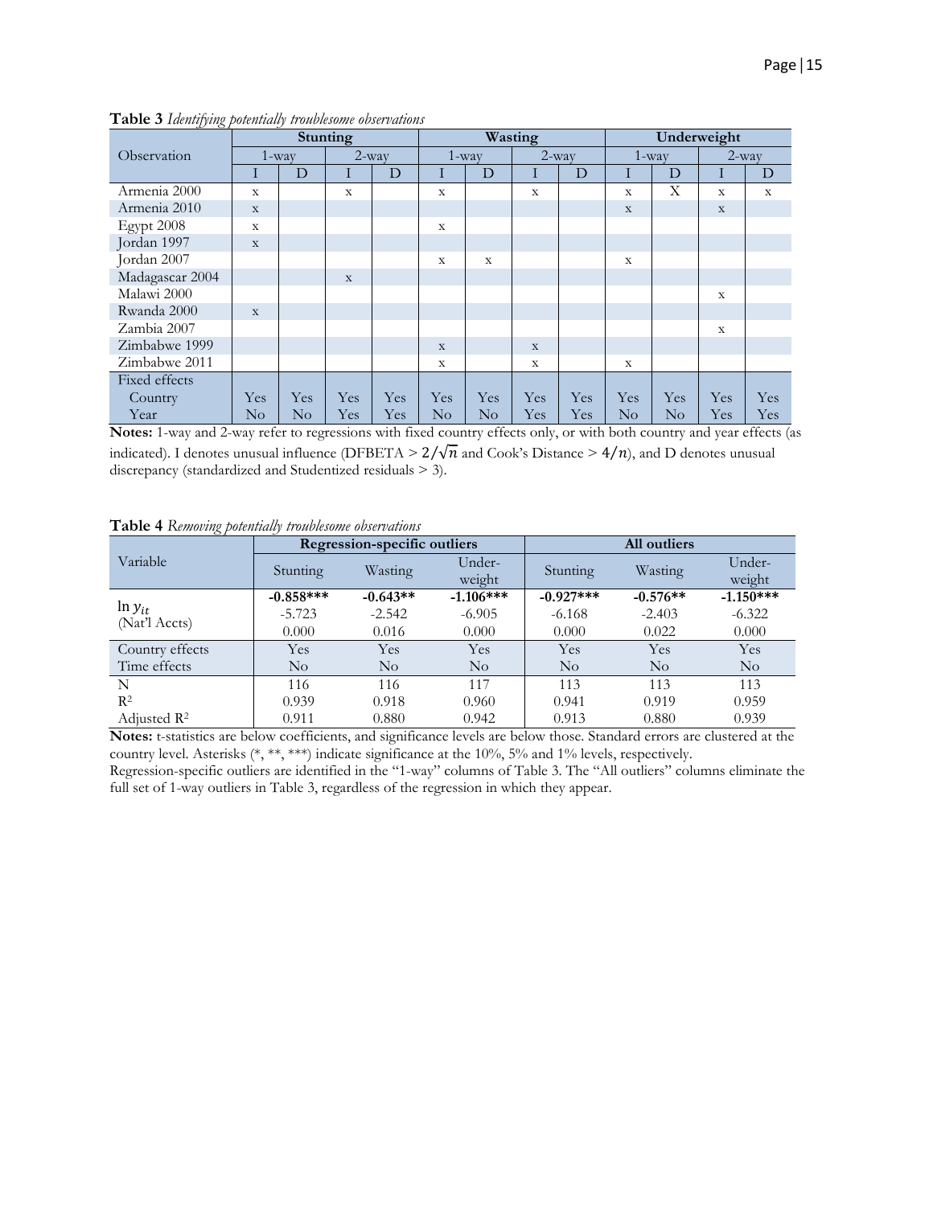**Table 3** *Identifying potentially troublesome observations*

| Observation | Stunting | | | | Wasting | | | | Underweight | | | |
|---|---|---|---|---|---|---|---|---|---|---|---|---|
| | 1-way | | 2-way | | 1-way | | 2-way | | 1-way | | 2-way | |
| | I | D | I | D | I | D | I | D | I | D | I | D |
| Armenia 2000 | x | | x | | x | | x | | x | X | x | x |
| Armenia 2010 | x | | | | | | | | x | | x | |
| Egypt 2008 | x | | | | x | | | | | | | |
| Jordan 1997 | x | | | | | | | | | | | |
| Jordan 2007 | | | | | x | x | | | x | | | |
| Madagascar 2004 | | | x | | | | | | | | | |
| Malawi 2000 | | | | | | | | | | | x | |
| Rwanda 2000 | x | | | | | | | | | | | |
| Zambia 2007 | | | | | | | | | | | x | |
| Zimbabwe 1999 | | | | | x | | x | | | | | |
| Zimbabwe 2011 | | | | | x | | x | | x | | | |
| Fixed effects | | | | | | | | | | | | |
| Country | Yes | Yes | Yes | Yes | Yes | Yes | Yes | Yes | Yes | Yes | Yes | Yes |
| Year | No | No | Yes | Yes | No | No | Yes | Yes | No | No | Yes | Yes |

**Notes:** 1-way and 2-way refer to regressions with fixed country effects only, or with both country and year effects (as indicated). I denotes unusual influence (DFBETA > $2/\sqrt{n}$ and Cook's Distance > $4/n$), and D denotes unusual discrepancy (standardized and Studentized residuals > 3).

**Table 4** *Removing potentially troublesome observations*

| Variable | Regression-specific outliers | | | All outliers | | |
|---|---|---|---|---|---|---|
| | Stunting | Wasting | Under-weight | Stunting | Wasting | Under-weight |
| $\ln y_{it}$ | **-0.858\*\*\*** | **-0.643\*\*** | **-1.106\*\*\*** | **-0.927\*\*\*** | **-0.576\*\*** | **-1.150\*\*\*** |
| (Nat'l Accts) | -5.723 | -2.542 | -6.905 | -6.168 | -2.403 | -6.322 |
| | 0.000 | 0.016 | 0.000 | 0.000 | 0.022 | 0.000 |
| Country effects | Yes | Yes | Yes | Yes | Yes | Yes |
| Time effects | No | No | No | No | No | No |
| N | 116 | 116 | 117 | 113 | 113 | 113 |
| $R^2$ | 0.939 | 0.918 | 0.960 | 0.941 | 0.919 | 0.959 |
| Adjusted $R^2$ | 0.911 | 0.880 | 0.942 | 0.913 | 0.880 | 0.939 |

**Notes:** t-statistics are below coefficients, and significance levels are below those. Standard errors are clustered at the country level. Asterisks (*, **, ***) indicate significance at the 10%, 5% and 1% levels, respectively.
Regression-specific outliers are identified in the "1-way" columns of Table 3. The "All outliers" columns eliminate the full set of 1-way outliers in Table 3, regardless of the regression in which they appear.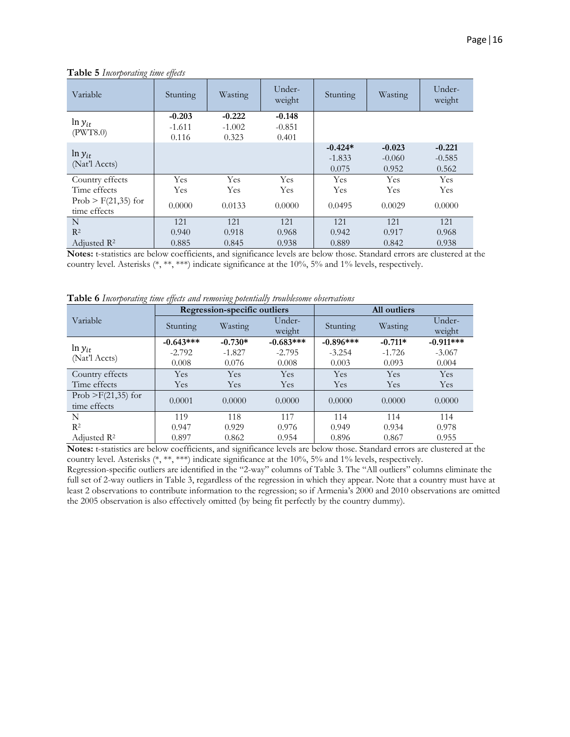**Table 5** *Incorporating time effects*

| Variable | Stunting | Wasting | Under-weight | Stunting | Wasting | Under-weight |
|---|---|---|---|---|---|---|
| $\ln y_{it}$ (PWT8.0) | **-0.203** | **-0.222** | **-0.148** | | | |
| | -1.611 | -1.002 | -0.851 | | | |
| | 0.116 | 0.323 | 0.401 | | | |
| $\ln y_{it}$ (Nat'l Accts) | | | | **-0.424*** | **-0.023** | **-0.221** |
| | | | | -1.833 | -0.060 | -0.585 |
| | | | | 0.075 | 0.952 | 0.562 |
| Country effects | Yes | Yes | Yes | Yes | Yes | Yes |
| Time effects | Yes | Yes | Yes | Yes | Yes | Yes |
| Prob > F(21,35) for time effects | 0.0000 | 0.0133 | 0.0000 | 0.0495 | 0.0029 | 0.0000 |
| N | 121 | 121 | 121 | 121 | 121 | 121 |
| $R^2$ | 0.940 | 0.918 | 0.968 | 0.942 | 0.917 | 0.968 |
| Adjusted $R^2$ | 0.885 | 0.845 | 0.938 | 0.889 | 0.842 | 0.938 |

**Notes:** t-statistics are below coefficients, and significance levels are below those. Standard errors are clustered at the country level. Asterisks (*, **, ***) indicate significance at the 10%, 5% and 1% levels, respectively.

**Table 6** *Incorporating time effects and removing potentially troublesome observations*

| Variable | Regression-specific outliers | | | All outliers | | |
|---|---|---|---|---|---|---|
| | Stunting | Wasting | Under-weight | Stunting | Wasting | Under-weight |
| $\ln y_{it}$ (Nat'l Accts) | **-0.643***** | **-0.730*** | **-0.683***** | **-0.896***** | **-0.711*** | **-0.911***** |
| | -2.792 | -1.827 | -2.795 | -3.254 | -1.726 | -3.067 |
| | 0.008 | 0.076 | 0.008 | 0.003 | 0.093 | 0.004 |
| Country effects | Yes | Yes | Yes | Yes | Yes | Yes |
| Time effects | Yes | Yes | Yes | Yes | Yes | Yes |
| Prob >F(21,35) for time effects | 0.0001 | 0.0000 | 0.0000 | 0.0000 | 0.0000 | 0.0000 |
| N | 119 | 118 | 117 | 114 | 114 | 114 |
| $R^2$ | 0.947 | 0.929 | 0.976 | 0.949 | 0.934 | 0.978 |
| Adjusted $R^2$ | 0.897 | 0.862 | 0.954 | 0.896 | 0.867 | 0.955 |

**Notes:** t-statistics are below coefficients, and significance levels are below those. Standard errors are clustered at the country level. Asterisks (*, **, ***) indicate significance at the 10%, 5% and 1% levels, respectively.
Regression-specific outliers are identified in the "2-way" columns of Table 3. The "All outliers" columns eliminate the full set of 2-way outliers in Table 3, regardless of the regression in which they appear. Note that a country must have at least 2 observations to contribute information to the regression; so if Armenia's 2000 and 2010 observations are omitted the 2005 observation is also effectively omitted (by being fit perfectly by the country dummy).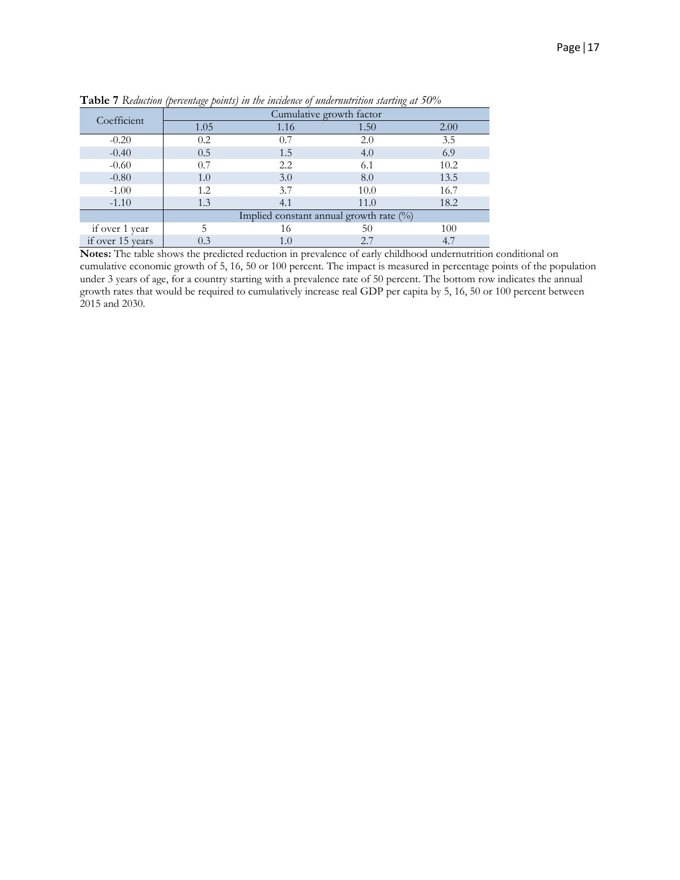**Table 7** *Reduction (percentage points) in the incidence of undernutrition starting at 50%*

| Coefficient | Cumulative growth factor | | | |
|---|---|---|---|---|
| | 1.05 | 1.16 | 1.50 | 2.00 |
| -0.20 | 0.2 | 0.7 | 2.0 | 3.5 |
| -0.40 | 0.5 | 1.5 | 4.0 | 6.9 |
| -0.60 | 0.7 | 2.2 | 6.1 | 10.2 |
| -0.80 | 1.0 | 3.0 | 8.0 | 13.5 |
| -1.00 | 1.2 | 3.7 | 10.0 | 16.7 |
| -1.10 | 1.3 | 4.1 | 11.0 | 18.2 |
| | Implied constant annual growth rate (%) | | | |
| if over 1 year | 5 | 16 | 50 | 100 |
| if over 15 years | 0.3 | 1.0 | 2.7 | 4.7 |

**Notes:** The table shows the predicted reduction in prevalence of early childhood undernutrition conditional on cumulative economic growth of 5, 16, 50 or 100 percent. The impact is measured in percentage points of the population under 3 years of age, for a country starting with a prevalence rate of 50 percent. The bottom row indicates the annual growth rates that would be required to cumulatively increase real GDP per capita by 5, 16, 50 or 100 percent between 2015 and 2030.